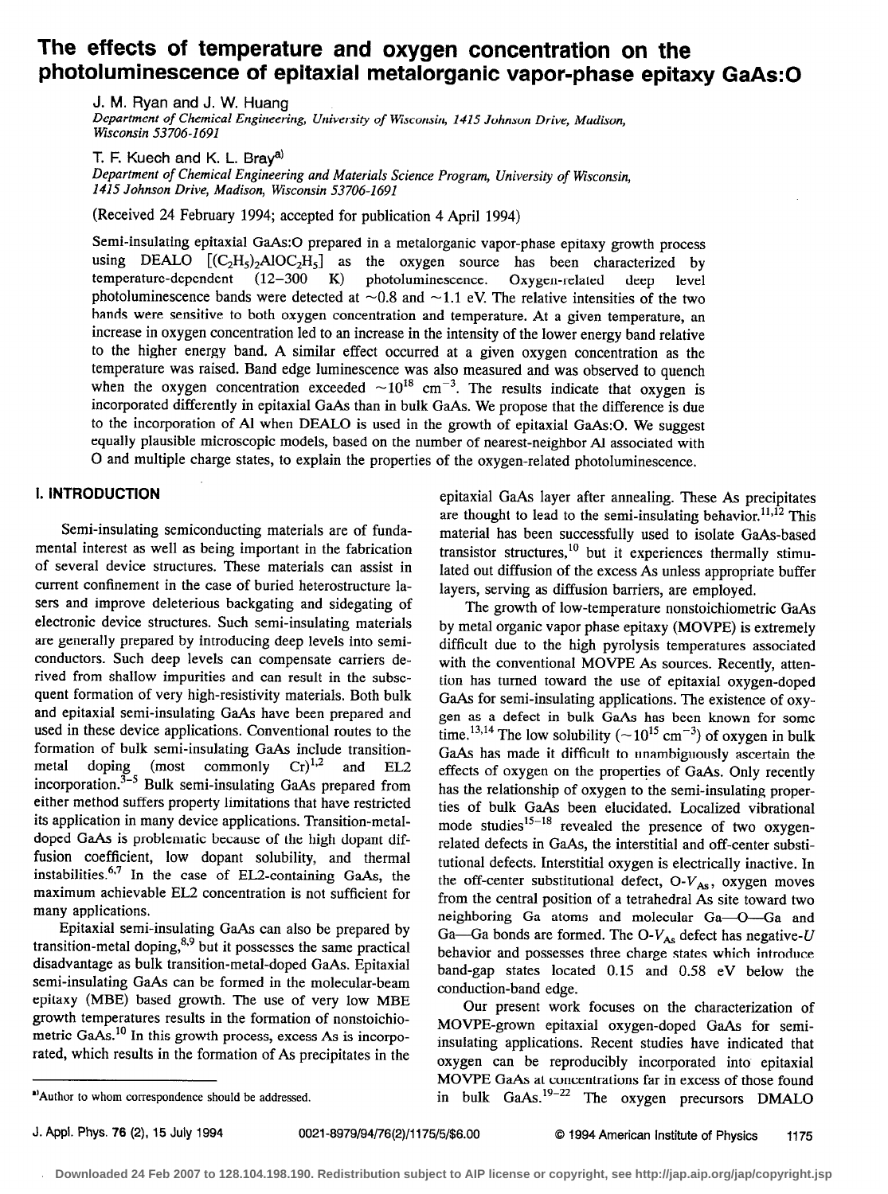# The effects of temperature and oxygen concentration on the photoluminescence of epitaxial metalorganic vapor-phase epitaxy GaAs:O

J. M. Ryan and J. W. Huang

*Department of Chemical Engineering, University of Wisconsin, 1415 Johnson Drive, Madison, Wisconsin 53706-1691*

T. F. Kuech and K. L. Bray[a]

*Department of Chemical Engineering and Materials Science Program, University of Wisconsin, 1415 Johnson Drive, Madison, Wisconsin 53706-1691*

(Received 24 February 1994; accepted for publication 4 April 1994)

Semi-insulating epitaxial GaAs:O prepared in a metalorganic vapor-phase epitaxy growth process using DEALO $[(C_2H_5)_2AlOC_2H_5]$ as the oxygen source has been characterized by temperature-dependent (12–300 K) photoluminescence. Oxygen-related deep level photoluminescence bands were detected at ~0.8 and ~1.1 eV. The relative intensities of the two bands were sensitive to both oxygen concentration and temperature. At a given temperature, an increase in oxygen concentration led to an increase in the intensity of the lower energy band relative to the higher energy band. A similar effect occurred at a given oxygen concentration as the temperature was raised. Band edge luminescence was also measured and was observed to quench when the oxygen concentration exceeded $\sim 10^{18}$ $cm^{-3}$. The results indicate that oxygen is incorporated differently in epitaxial GaAs than in bulk GaAs. We propose that the difference is due to the incorporation of Al when DEALO is used in the growth of epitaxial GaAs:O. We suggest equally plausible microscopic models, based on the number of nearest-neighbor Al associated with O and multiple charge states, to explain the properties of the oxygen-related photoluminescence.

## I. INTRODUCTION

Semi-insulating semiconducting materials are of fundamental interest as well as being important in the fabrication of several device structures. These materials can assist in current confinement in the case of buried heterostructure lasers and improve deleterious backgating and sidegating of electronic device structures. Such semi-insulating materials are generally prepared by introducing deep levels into semiconductors. Such deep levels can compensate carriers derived from shallow impurities and can result in the subsequent formation of very high-resistivity materials. Both bulk and epitaxial semi-insulating GaAs have been prepared and used in these device applications. Conventional routes to the formation of bulk semi-insulating GaAs include transition-metal doping (most commonly Cr)[1,2] and EL2 incorporation.[3–5] Bulk semi-insulating GaAs prepared from either method suffers property limitations that have restricted its application in many device applications. Transition-metal-doped GaAs is problematic because of the high dopant diffusion coefficient, low dopant solubility, and thermal instabilities.[6,7] In the case of EL2-containing GaAs, the maximum achievable EL2 concentration is not sufficient for many applications.

Epitaxial semi-insulating GaAs can also be prepared by transition-metal doping,[8,9] but it possesses the same practical disadvantage as bulk transition-metal-doped GaAs. Epitaxial semi-insulating GaAs can be formed in the molecular-beam epitaxy (MBE) based growth. The use of very low MBE growth temperatures results in the formation of nonstoichiometric GaAs.[10] In this growth process, excess As is incorporated, which results in the formation of As precipitates in the epitaxial GaAs layer after annealing. These As precipitates are thought to lead to the semi-insulating behavior.[11,12] This material has been successfully used to isolate GaAs-based transistor structures,[10] but it experiences thermally stimulated out diffusion of the excess As unless appropriate buffer layers, serving as diffusion barriers, are employed.

The growth of low-temperature nonstoichiometric GaAs by metal organic vapor phase epitaxy (MOVPE) is extremely difficult due to the high pyrolysis temperatures associated with the conventional MOVPE As sources. Recently, attention has turned toward the use of epitaxial oxygen-doped GaAs for semi-insulating applications. The existence of oxygen as a defect in bulk GaAs has been known for some time.[13,14] The low solubility ($\sim 10^{15}$ $cm^{-3}$) of oxygen in bulk GaAs has made it difficult to unambiguously ascertain the effects of oxygen on the properties of GaAs. Only recently has the relationship of oxygen to the semi-insulating properties of bulk GaAs been elucidated. Localized vibrational mode studies[15–18] revealed the presence of two oxygen-related defects in GaAs, the interstitial and off-center substitutional defects. Interstitial oxygen is electrically inactive. In the off-center substitutional defect, O-$V_{As}$, oxygen moves from the central position of a tetrahedral As site toward two neighboring Ga atoms and molecular Ga—O—Ga and Ga—Ga bonds are formed. The O-$V_{As}$ defect has negative-$U$ behavior and possesses three charge states which introduce band-gap states located 0.15 and 0.58 eV below the conduction-band edge.

Our present work focuses on the characterization of MOVPE-grown epitaxial oxygen-doped GaAs for semi-insulating applications. Recent studies have indicated that oxygen can be reproducibly incorporated into epitaxial MOVPE GaAs at concentrations far in excess of those found in bulk GaAs.[19–22] The oxygen precursors DMALO

[a]Author to whom correspondence should be addressed.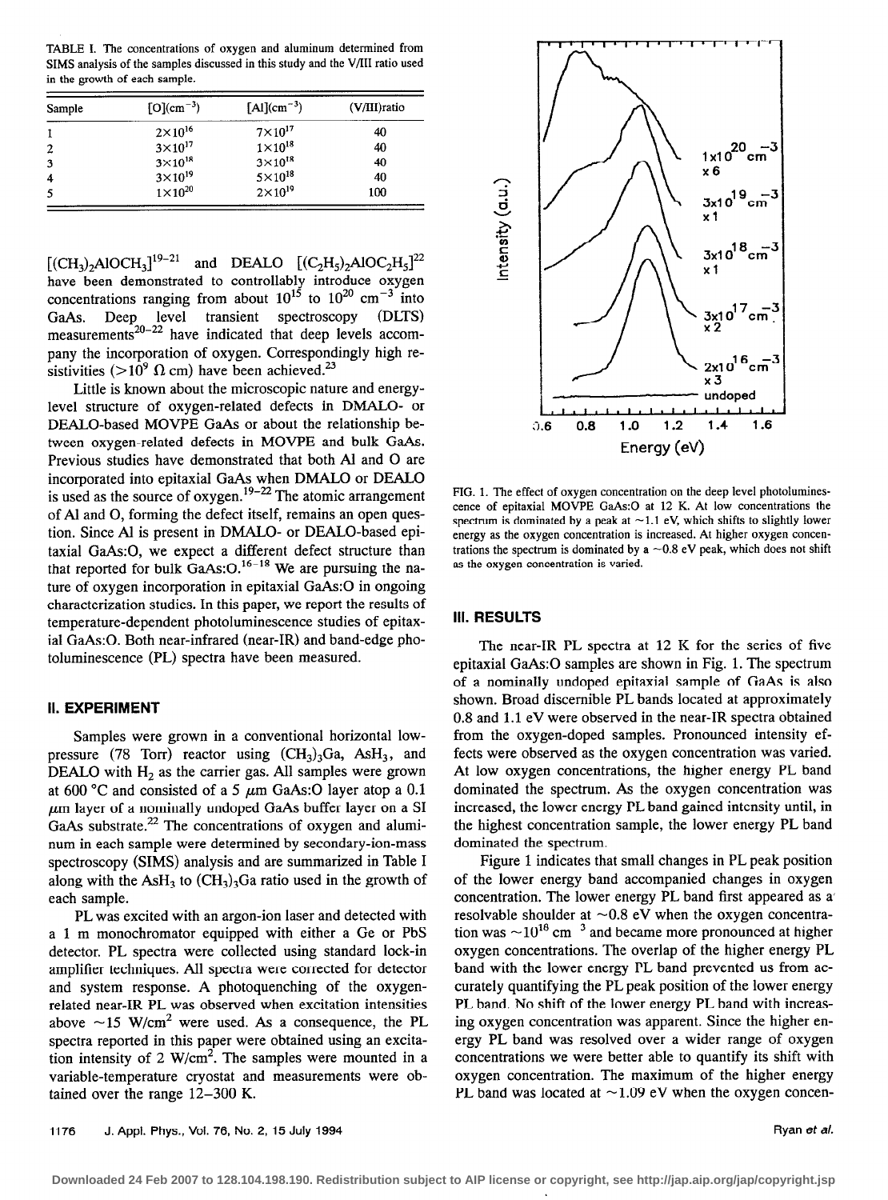TABLE I. The concentrations of oxygen and aluminum determined from SIMS analysis of the samples discussed in this study and the V/III ratio used in the growth of each sample.

| Sample | [O]($cm^{-3}$) | [Al]($cm^{-3}$) | (V/III)ratio |
|---|---|---|---|
| 1 | $2\times10^{16}$ | $7\times10^{17}$ | 40 |
| 2 | $3\times10^{17}$ | $1\times10^{18}$ | 40 |
| 3 | $3\times10^{18}$ | $3\times10^{18}$ | 40 |
| 4 | $3\times10^{19}$ | $5\times10^{18}$ | 40 |
| 5 | $1\times10^{20}$ | $2\times10^{19}$ | 100 |

$[(CH_3)_2AlOCH_3]$[19–21] and DEALO $[(C_2H_5)_2AlOC_2H_5]$[22] have been demonstrated to controllably introduce oxygen concentrations ranging from about $10^{15}$ to $10^{20}$ $cm^{-3}$ into GaAs. Deep level transient spectroscopy (DLTS) measurements[20–22] have indicated that deep levels accompany the incorporation of oxygen. Correspondingly high resistivities ($>10^9$ $\Omega$ cm) have been achieved.[23]

Little is known about the microscopic nature and energy-level structure of oxygen-related defects in DMALO- or DEALO-based MOVPE GaAs or about the relationship between oxygen-related defects in MOVPE and bulk GaAs. Previous studies have demonstrated that both Al and O are incorporated into epitaxial GaAs when DMALO or DEALO is used as the source of oxygen.[19–22] The atomic arrangement of Al and O, forming the defect itself, remains an open question. Since Al is present in DMALO- or DEALO-based epitaxial GaAs:O, we expect a different defect structure than that reported for bulk GaAs:O.[16–18] We are pursuing the nature of oxygen incorporation in epitaxial GaAs:O in ongoing characterization studies. In this paper, we report the results of temperature-dependent photoluminescence studies of epitaxial GaAs:O. Both near-infrared (near-IR) and band-edge photoluminescence (PL) spectra have been measured.

## II. EXPERIMENT

Samples were grown in a conventional horizontal low-pressure (78 Torr) reactor using $(CH_3)_3Ga$, $AsH_3$, and DEALO with $H_2$ as the carrier gas. All samples were grown at 600 °C and consisted of a 5 $\mu$m GaAs:O layer atop a 0.1 $\mu$m layer of a nominally undoped GaAs buffer layer on a SI GaAs substrate.[22] The concentrations of oxygen and aluminum in each sample were determined by secondary-ion-mass spectroscopy (SIMS) analysis and are summarized in Table I along with the $AsH_3$ to $(CH_3)_3Ga$ ratio used in the growth of each sample.

PL was excited with an argon-ion laser and detected with a 1 m monochromator equipped with either a Ge or PbS detector. PL spectra were collected using standard lock-in amplifier techniques. All spectra were corrected for detector and system response. A photoquenching of the oxygen-related near-IR PL was observed when excitation intensities above ~15 W/$cm^2$ were used. As a consequence, the PL spectra reported in this paper were obtained using an excitation intensity of 2 W/$cm^2$. The samples were mounted in a variable-temperature cryostat and measurements were obtained over the range 12–300 K.

FIG. 1. The effect of oxygen concentration on the deep level photoluminescence of epitaxial MOVPE GaAs:O at 12 K. At low concentrations the spectrum is dominated by a peak at ~1.1 eV, which shifts to slightly lower energy as the oxygen concentration is increased. At higher oxygen concentrations the spectrum is dominated by a ~0.8 eV peak, which does not shift as the oxygen concentration is varied.

## III. RESULTS

The near-IR PL spectra at 12 K for the series of five epitaxial GaAs:O samples are shown in Fig. 1. The spectrum of a nominally undoped epitaxial sample of GaAs is also shown. Broad discernible PL bands located at approximately 0.8 and 1.1 eV were observed in the near-IR spectra obtained from the oxygen-doped samples. Pronounced intensity effects were observed as the oxygen concentration was varied. At low oxygen concentrations, the higher energy PL band dominated the spectrum. As the oxygen concentration was increased, the lower energy PL band gained intensity until, in the highest concentration sample, the lower energy PL band dominated the spectrum.

Figure 1 indicates that small changes in PL peak position of the lower energy band accompanied changes in oxygen concentration. The lower energy PL band first appeared as a resolvable shoulder at ~0.8 eV when the oxygen concentration was ~$10^{16}$ $cm^{-3}$ and became more pronounced at higher oxygen concentrations. The overlap of the higher energy PL band with the lower energy PL band prevented us from accurately quantifying the PL peak position of the lower energy PL band. No shift of the lower energy PL band with increasing oxygen concentration was apparent. Since the higher energy PL band was resolved over a wider range of oxygen concentrations we were better able to quantify its shift with oxygen concentration. The maximum of the higher energy PL band was located at ~1.09 eV when the oxygen concen-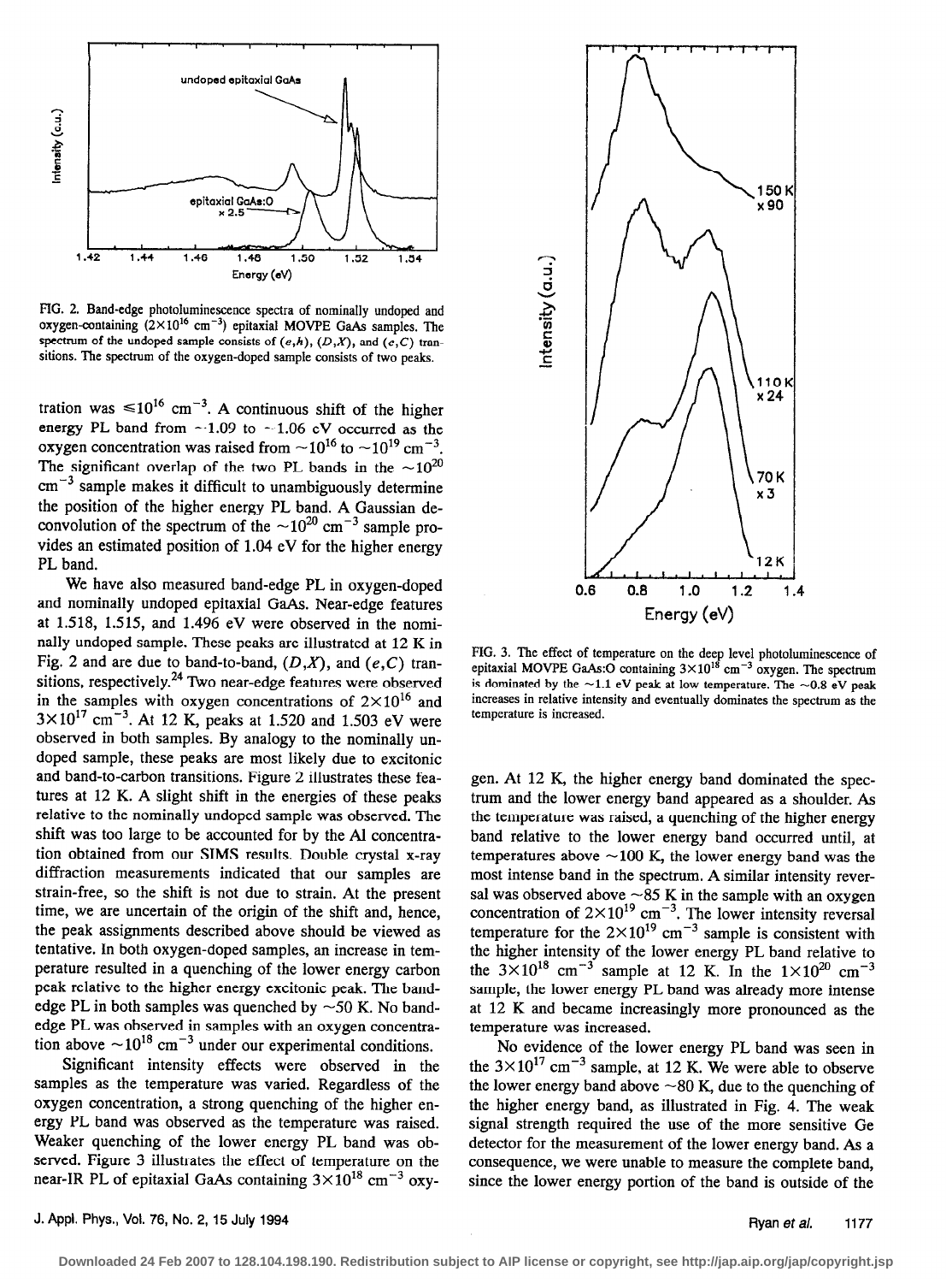FIG. 2. Band-edge photoluminescence spectra of nominally undoped and oxygen-containing ($2\times10^{16}$ cm$^{-3}$) epitaxial MOVPE GaAs samples. The spectrum of the undoped sample consists of $(e,h)$, $(D,X)$, and $(e,C)$ transitions. The spectrum of the oxygen-doped sample consists of two peaks.

tration was $\leqslant10^{16}$ cm$^{-3}$. A continuous shift of the higher energy PL band from ~1.09 to ~1.06 eV occurred as the oxygen concentration was raised from $\sim10^{16}$ to $\sim10^{19}$ cm$^{-3}$. The significant overlap of the two PL bands in the $\sim10^{20}$ cm$^{-3}$ sample makes it difficult to unambiguously determine the position of the higher energy PL band. A Gaussian deconvolution of the spectrum of the $\sim10^{20}$ cm$^{-3}$ sample provides an estimated position of 1.04 eV for the higher energy PL band.

We have also measured band-edge PL in oxygen-doped and nominally undoped epitaxial GaAs. Near-edge features at 1.518, 1.515, and 1.496 eV were observed in the nominally undoped sample. These peaks are illustrated at 12 K in Fig. 2 and are due to band-to-band, $(D,X)$, and $(e,C)$ transitions, respectively.[24] Two near-edge features were observed in the samples with oxygen concentrations of $2\times10^{16}$ and $3\times10^{17}$ cm$^{-3}$. At 12 K, peaks at 1.520 and 1.503 eV were observed in both samples. By analogy to the nominally undoped sample, these peaks are most likely due to excitonic and band-to-carbon transitions. Figure 2 illustrates these features at 12 K. A slight shift in the energies of these peaks relative to the nominally undoped sample was observed. The shift was too large to be accounted for by the Al concentration obtained from our SIMS results. Double crystal x-ray diffraction measurements indicated that our samples are strain-free, so the shift is not due to strain. At the present time, we are uncertain of the origin of the shift and, hence, the peak assignments described above should be viewed as tentative. In both oxygen-doped samples, an increase in temperature resulted in a quenching of the lower energy carbon peak relative to the higher energy excitonic peak. The band-edge PL in both samples was quenched by ~50 K. No band-edge PL was observed in samples with an oxygen concentration above $\sim10^{18}$ cm$^{-3}$ under our experimental conditions.

Significant intensity effects were observed in the samples as the temperature was varied. Regardless of the oxygen concentration, a strong quenching of the higher energy PL band was observed as the temperature was raised. Weaker quenching of the lower energy PL band was observed. Figure 3 illustrates the effect of temperature on the near-IR PL of epitaxial GaAs containing $3\times10^{18}$ cm$^{-3}$ oxygen. At 12 K, the higher energy band dominated the spectrum and the lower energy band appeared as a shoulder. As the temperature was raised, a quenching of the higher energy band relative to the lower energy band occurred until, at temperatures above ~100 K, the lower energy band was the most intense band in the spectrum. A similar intensity reversal was observed above ~85 K in the sample with an oxygen concentration of $2\times10^{19}$ cm$^{-3}$. The lower intensity reversal temperature for the $2\times10^{19}$ cm$^{-3}$ sample is consistent with the higher intensity of the lower energy PL band relative to the $3\times10^{18}$ cm$^{-3}$ sample at 12 K. In the $1\times10^{20}$ cm$^{-3}$ sample, the lower energy PL band was already more intense at 12 K and became increasingly more pronounced as the temperature was increased.

FIG. 3. The effect of temperature on the deep level photoluminescence of epitaxial MOVPE GaAs:O containing $3\times10^{18}$ cm$^{-3}$ oxygen. The spectrum is dominated by the ~1.1 eV peak at low temperature. The ~0.8 eV peak increases in relative intensity and eventually dominates the spectrum as the temperature is increased.

No evidence of the lower energy PL band was seen in the $3\times10^{17}$ cm$^{-3}$ sample, at 12 K. We were able to observe the lower energy band above ~80 K, due to the quenching of the higher energy band, as illustrated in Fig. 4. The weak signal strength required the use of the more sensitive Ge detector for the measurement of the lower energy band. As a consequence, we were unable to measure the complete band, since the lower energy portion of the band is outside of the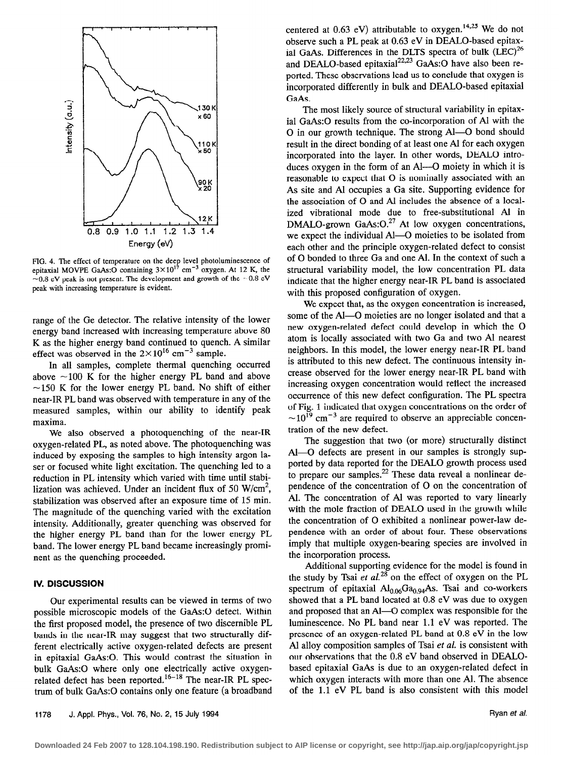FIG. 4. The effect of temperature on the deep level photoluminescence of epitaxial MOVPE GaAs:O containing $3\times10^{17}$ cm$^{-3}$ oxygen. At 12 K, the ~0.8 eV peak is not present. The development and growth of the ~0.8 eV peak with increasing temperature is evident.

range of the Ge detector. The relative intensity of the lower energy band increased with increasing temperature above 80 K as the higher energy band continued to quench. A similar effect was observed in the $2\times10^{16}$ cm$^{-3}$ sample.

In all samples, complete thermal quenching occurred above ~100 K for the higher energy PL band and above ~150 K for the lower energy PL band. No shift of either near-IR PL band was observed with temperature in any of the measured samples, within our ability to identify peak maxima.

We also observed a photoquenching of the near-IR oxygen-related PL, as noted above. The photoquenching was induced by exposing the samples to high intensity argon laser or focused white light excitation. The quenching led to a reduction in PL intensity which varied with time until stabilization was achieved. Under an incident flux of 50 W/cm$^2$, stabilization was observed after an exposure time of 15 min. The magnitude of the quenching varied with the excitation intensity. Additionally, greater quenching was observed for the higher energy PL band than for the lower energy PL band. The lower energy PL band became increasingly prominent as the quenching proceeded.

## IV. DISCUSSION

Our experimental results can be viewed in terms of two possible microscopic models of the GaAs:O defect. Within the first proposed model, the presence of two discernible PL bands in the near-IR may suggest that two structurally different electrically active oxygen-related defects are present in epitaxial GaAs:O. This would contrast the situation in bulk GaAs:O where only one electrically active oxygen-related defect has been reported.[16–18] The near-IR PL spectrum of bulk GaAs:O contains only one feature (a broadband centered at 0.63 eV) attributable to oxygen.[14,25] We do not observe such a PL peak at 0.63 eV in DEALO-based epitaxial GaAs. Differences in the DLTS spectra of bulk (LEC)[26] and DEALO-based epitaxial[22,23] GaAs:O have also been reported. These observations lead us to conclude that oxygen is incorporated differently in bulk and DEALO-based epitaxial GaAs.

The most likely source of structural variability in epitaxial GaAs:O results from the co-incorporation of Al with the O in our growth technique. The strong Al—O bond should result in the direct bonding of at least one Al for each oxygen incorporated into the layer. In other words, DEALO introduces oxygen in the form of an Al—O moiety in which it is reasonable to expect that O is nominally associated with an As site and Al occupies a Ga site. Supporting evidence for the association of O and Al includes the absence of a localized vibrational mode due to free-substitutional Al in DMALO-grown GaAs:O.[27] At low oxygen concentrations, we expect the individual Al—O moieties to be isolated from each other and the principle oxygen-related defect to consist of O bonded to three Ga and one Al. In the context of such a structural variability model, the low concentration PL data indicate that the higher energy near-IR PL band is associated with this proposed configuration of oxygen.

We expect that, as the oxygen concentration is increased, some of the Al—O moieties are no longer isolated and that a new oxygen-related defect could develop in which the O atom is locally associated with two Ga and two Al nearest neighbors. In this model, the lower energy near-IR PL band is attributed to this new defect. The continuous intensity increase observed for the lower energy near-IR PL band with increasing oxygen concentration would reflect the increased occurrence of this new defect configuration. The PL spectra of Fig. 1 indicated that oxygen concentrations on the order of $\sim10^{19}$ cm$^{-3}$ are required to observe an appreciable concentration of the new defect.

The suggestion that two (or more) structurally distinct Al—O defects are present in our samples is strongly supported by data reported for the DEALO growth process used to prepare our samples.[22] These data reveal a nonlinear dependence of the concentration of O on the concentration of Al. The concentration of Al was reported to vary linearly with the mole fraction of DEALO used in the growth while the concentration of O exhibited a nonlinear power-law dependence with an order of about four. These observations imply that multiple oxygen-bearing species are involved in the incorporation process.

Additional supporting evidence for the model is found in the study by Tsai *et al.*[28] on the effect of oxygen on the PL spectrum of epitaxial $Al_{0.06}Ga_{0.94}As$. Tsai and co-workers showed that a PL band located at 0.8 eV was due to oxygen and proposed that an Al—O complex was responsible for the luminescence. No PL band near 1.1 eV was reported. The presence of an oxygen-related PL band at 0.8 eV in the low Al alloy composition samples of Tsai *et al.* is consistent with our observations that the 0.8 eV band observed in DEALO-based epitaxial GaAs is due to an oxygen-related defect in which oxygen interacts with more than one Al. The absence of the 1.1 eV PL band is also consistent with this model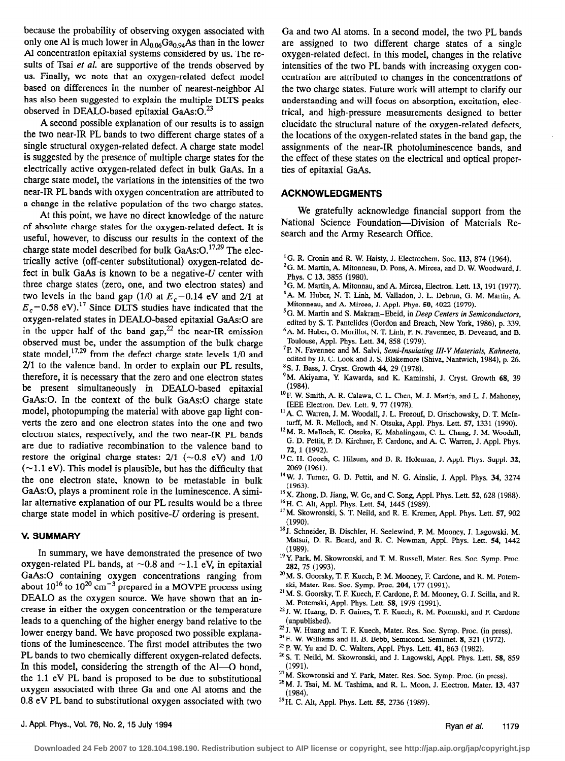because the probability of observing oxygen associated with only one Al is much lower in $Al_{0.06}Ga_{0.94}As$ than in the lower Al concentration epitaxial systems considered by us. The results of Tsai *et al.* are supportive of the trends observed by us. Finally, we note that an oxygen-related defect model based on differences in the number of nearest-neighbor Al has also been suggested to explain the multiple DLTS peaks observed in DEALO-based epitaxial GaAs:O.[23]

A second possible explanation of our results is to assign the two near-IR PL bands to two different charge states of a single structural oxygen-related defect. A charge state model is suggested by the presence of multiple charge states for the electrically active oxygen-related defect in bulk GaAs. In a charge state model, the variations in the intensities of the two near-IR PL bands with oxygen concentration are attributed to a change in the relative population of the two charge states.

At this point, we have no direct knowledge of the nature of absolute charge states for the oxygen-related defect. It is useful, however, to discuss our results in the context of the charge state model described for bulk GaAs:O.[17,29] The electrically active (off-center substitutional) oxygen-related defect in bulk GaAs is known to be a negative-$U$ center with three charge states (zero, one, and two electron states) and two levels in the band gap (1/0 at $E_c-0.14$ eV and 2/1 at $E_c-0.58$ eV).[17] Since DLTS studies have indicated that the oxygen-related states in DEALO-based epitaxial GaAs:O are in the upper half of the band gap,[22] the near-IR emission observed must be, under the assumption of the bulk charge state model,[17,29] from the defect charge state levels 1/0 and 2/1 to the valence band. In order to explain our PL results, therefore, it is necessary that the zero and one electron states be present simultaneously in DEALO-based epitaxial GaAs:O. In the context of the bulk GaAs:O charge state model, photopumping the material with above gap light converts the zero and one electron states into the one and two electron states, respectively, and the two near-IR PL bands are due to radiative recombination to the valence band to restore the original charge states: 2/1 (~0.8 eV) and 1/0 (~1.1 eV). This model is plausible, but has the difficulty that the one electron state, known to be metastable in bulk GaAs:O, plays a prominent role in the luminescence. A similar alternative explanation of our PL results would be a three charge state model in which positive-$U$ ordering is present.

## V. SUMMARY

In summary, we have demonstrated the presence of two oxygen-related PL bands, at ~0.8 and ~1.1 eV, in epitaxial GaAs:O containing oxygen concentrations ranging from about $10^{16}$ to $10^{20}$ $cm^{-3}$ prepared in a MOVPE process using DEALO as the oxygen source. We have shown that an increase in either the oxygen concentration or the temperature leads to a quenching of the higher energy band relative to the lower energy band. We have proposed two possible explanations of the luminescence. The first model attributes the two PL bands to two chemically different oxygen-related defects. In this model, considering the strength of the Al—O bond, the 1.1 eV PL band is proposed to be due to substitutional oxygen associated with three Ga and one Al atoms and the 0.8 eV PL band to substitutional oxygen associated with two Ga and two Al atoms. In a second model, the two PL bands are assigned to two different charge states of a single oxygen-related defect. In this model, changes in the relative intensities of the two PL bands with increasing oxygen concentration are attributed to changes in the concentrations of the two charge states. Future work will attempt to clarify our understanding and will focus on absorption, excitation, electrical, and high-pressure measurements designed to better elucidate the structural nature of the oxygen-related defects, the locations of the oxygen-related states in the band gap, the assignments of the near-IR photoluminescence bands, and the effect of these states on the electrical and optical properties of epitaxial GaAs.

## ACKNOWLEDGMENTS

We gratefully acknowledge financial support from the National Science Foundation—Division of Materials Research and the Army Research Office.

[1] G. R. Cronin and R. W. Haisty, J. Electrochem. Soc. **113**, 874 (1964).
[2] G. M. Martin, A. Mitonneau, D. Pons, A. Mircea, and D. W. Woodward, J. Phys. C **13**, 3855 (1980).
[3] G. M. Martin, A. Mitonnau, and A. Mircea, Electron. Lett. **13**, 191 (1977).
[4] A. M. Huber, N. T. Linh, M. Valladon, J. L. Debrun, G. M. Martin, A. Mitonneau, and A. Mircea, J. Appl. Phys. **50**, 4022 (1979).
[5] G. M. Martin and S. Makram-Ebeid, in *Deep Centers in Semiconductors*, edited by S. T. Pantelides (Gordon and Breach, New York, 1986), p. 339.
[6] A. M. Huber, G. Morillot, N. T. Linh, P. N. Favennec, B. Deveaud, and B. Toulouse, Appl. Phys. Lett. **34**, 858 (1979).
[7] P. N. Favennec and M. Salvi, *Semi-Insulating III-V Materials, Kahneeta*, edited by D. C. Look and J. S. Blakemore (Shiva, Nantwich, 1984), p. 26.
[8] S. J. Bass, J. Cryst. Growth **44**, 29 (1978).
[9] M. Akiyama, Y. Kawarda, and K. Kaminshi, J. Cryst. Growth **68**, 39 (1984).
[10] F. W. Smith, A. R. Calawa, C. L. Chen, M. J. Martin, and L. J. Mahoney, IEEE Electron. Dev. Lett. **9**, 77 (1978).
[11] A. C. Warren, J. M. Woodall, J. L. Freeouf, D. Grischowsky, D. T. McInturff, M. R. Melloch, and N. Otsuka, Appl. Phys. Lett. **57**, 1331 (1990).
[12] M. R. Melloch, K. Otsuka, K. Mahalingam, C. L. Chang, J. M. Woodall, G. D. Pettit, P. D. Kirchner, F. Cardone, and A. C. Warren, J. Appl. Phys. **72**, 1 (1992).
[13] C. H. Gooch, C. Hilsum, and B. R. Holeman, J. Appl. Phys. Suppl. **32**, 2069 (1961).
[14] W. J. Turner, G. D. Pettit, and N. G. Ainslie, J. Appl. Phys. **34**, 3274 (1963).
[15] X. Zhong, D. Jiang, W. Ge, and C. Song, Appl. Phys. Lett. **52**, 628 (1988).
[16] H. C. Alt, Appl. Phys. Lett. **54**, 1445 (1989).
[17] M. Skowronski, S. T. Neild, and R. E. Kremer, Appl. Phys. Lett. **57**, 902 (1990).
[18] J. Schneider, B. Dischler, H. Seelewind, P. M. Mooney, J. Lagowski, M. Matsui, D. R. Beard, and R. C. Newman, Appl. Phys. Lett. **54**, 1442 (1989).
[19] Y. Park, M. Skowronski, and T. M. Russell, Mater. Res. Soc. Symp. Proc. **282**, 75 (1993).
[20] M. S. Goorsky, T. F. Kuech, P. M. Mooney, F. Cardone, and R. M. Potemski, Mater. Res. Soc. Symp. Proc. **204**, 177 (1991).
[21] M. S. Goorsky, T. F. Kuech, F. Cardone, P. M. Mooney, G. J. Scilla, and R. M. Potemski, Appl. Phys. Lett. **58**, 1979 (1991).
[22] J. W. Huang, D. F. Gaines, T. F. Kuech, R. M. Potemski, and F. Cardone (unpublished).
[23] J. W. Huang and T. F. Kuech, Mater. Res. Soc. Symp. Proc. (in press).
[24] E. W. Williams and H. B. Bebb, Semicond. Semimet. **8**, 321 (1972).
[25] P. W. Yu and D. C. Walters, Appl. Phys. Lett. **41**, 863 (1982).
[26] S. T. Neild, M. Skowronski, and J. Lagowski, Appl. Phys. Lett. **58**, 859 (1991).
[27] M. Skowronski and Y. Park, Mater. Res. Soc. Symp. Proc. (in press).
[28] M. J. Tsai, M. M. Tashima, and R. L. Moon, J. Electron. Mater. **13**, 437 (1984).
[29] H. C. Alt, Appl. Phys. Lett. **55**, 2736 (1989).